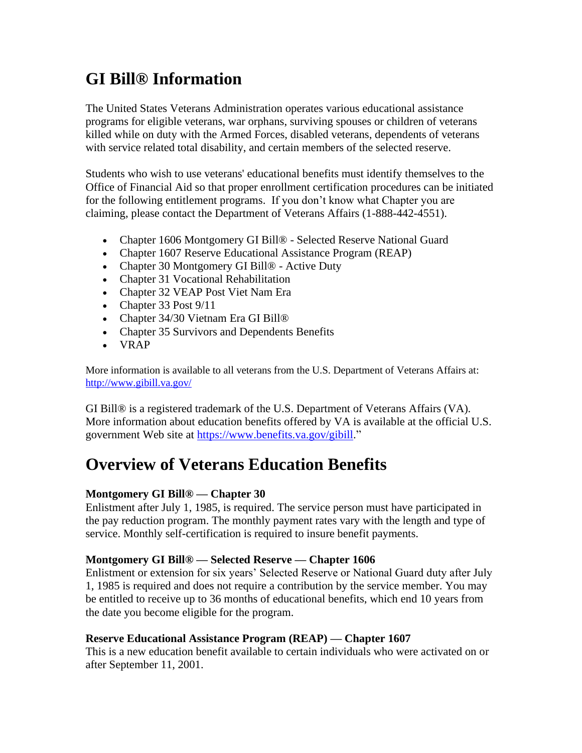# GI Bill® Information

The United States Veterans Administration operates various educational assistance programs for eligible veterans, war orphans, surviving spouses or children of veterans killed while on duty with the Armed Forces, disabled veterans, dependents of veterans with service related total disability, and certain members of the selected reserve.

Students who wish to use veterans' educational benefits must identify themselves to the Office of Financial Aid so that proper enrollment certification procedures can be initiated for the following entitlement programs. If you don't know what Chapter you are claiming, please contact the Department of Veterans Affairs (1-888-442-4551).

- Chapter 1606 Montgomery GI Bill® - Selected Reserve National Guard
- Chapter 1607 Reserve Educational Assistance Program (REAP)
- Chapter 30 Montgomery GI Bill® - Active Duty
- Chapter 31 Vocational Rehabilitation
- Chapter 32 VEAP Post Viet Nam Era
- Chapter 33 Post 9/11
- Chapter 34/30 Vietnam Era GI Bill®
- Chapter 35 Survivors and Dependents Benefits
- VRAP

More information is available to all veterans from the U.S. Department of Veterans Affairs at: http://www.gibill.va.gov/

GI Bill® is a registered trademark of the U.S. Department of Veterans Affairs (VA). More information about education benefits offered by VA is available at the official U.S. government Web site at https://www.benefits.va.gov/gibill."

# Overview of Veterans Education Benefits

**Montgomery GI Bill® — Chapter 30**
Enlistment after July 1, 1985, is required. The service person must have participated in the pay reduction program. The monthly payment rates vary with the length and type of service. Monthly self-certification is required to insure benefit payments.

**Montgomery GI Bill® — Selected Reserve — Chapter 1606**
Enlistment or extension for six years' Selected Reserve or National Guard duty after July 1, 1985 is required and does not require a contribution by the service member. You may be entitled to receive up to 36 months of educational benefits, which end 10 years from the date you become eligible for the program.

**Reserve Educational Assistance Program (REAP) — Chapter 1607**
This is a new education benefit available to certain individuals who were activated on or after September 11, 2001.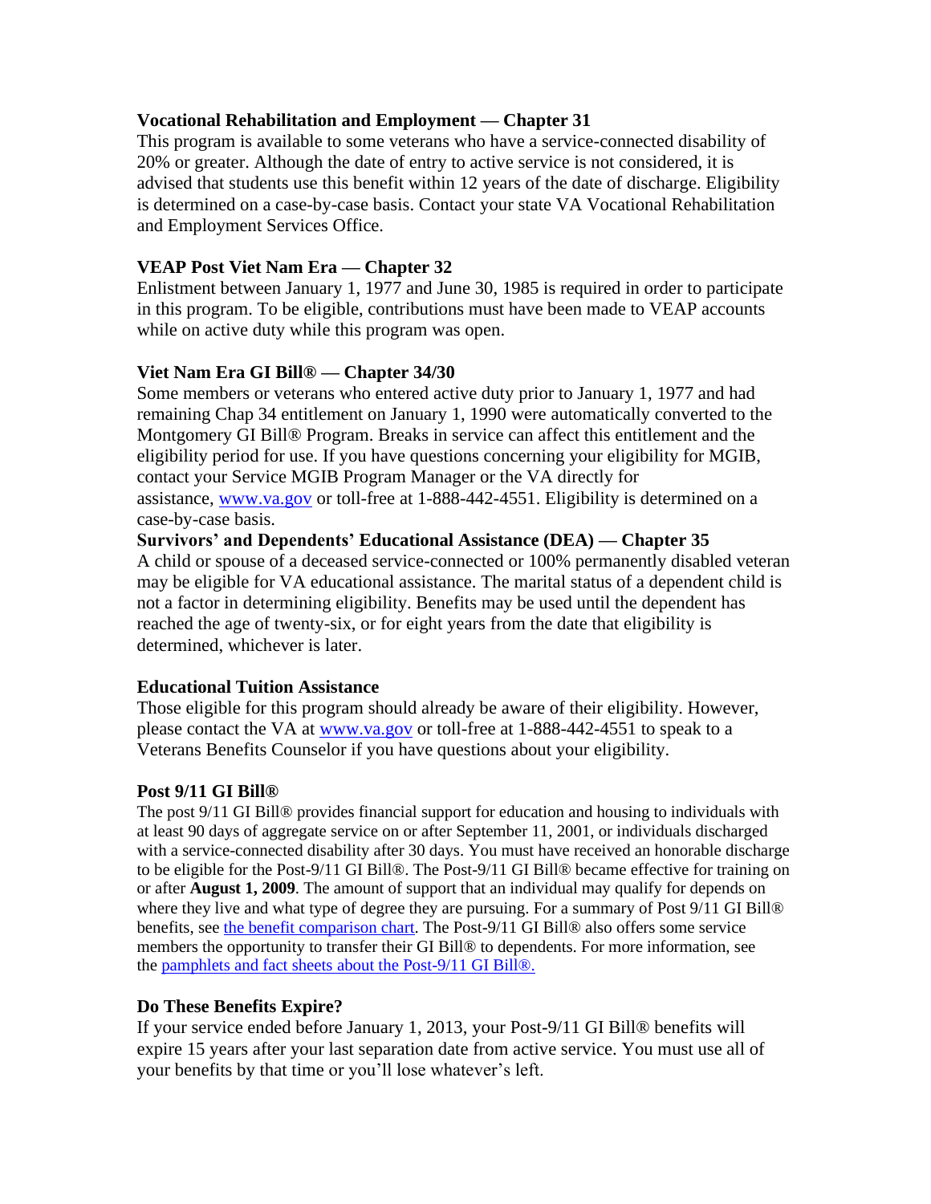**Vocational Rehabilitation and Employment — Chapter 31**
This program is available to some veterans who have a service-connected disability of 20% or greater. Although the date of entry to active service is not considered, it is advised that students use this benefit within 12 years of the date of discharge. Eligibility is determined on a case-by-case basis. Contact your state VA Vocational Rehabilitation and Employment Services Office.

**VEAP Post Viet Nam Era — Chapter 32**
Enlistment between January 1, 1977 and June 30, 1985 is required in order to participate in this program. To be eligible, contributions must have been made to VEAP accounts while on active duty while this program was open.

**Viet Nam Era GI Bill® — Chapter 34/30**
Some members or veterans who entered active duty prior to January 1, 1977 and had remaining Chap 34 entitlement on January 1, 1990 were automatically converted to the Montgomery GI Bill® Program. Breaks in service can affect this entitlement and the eligibility period for use. If you have questions concerning your eligibility for MGIB, contact your Service MGIB Program Manager or the VA directly for assistance, [www.va.gov](www.va.gov) or toll-free at 1-888-442-4551. Eligibility is determined on a case-by-case basis.

**Survivors' and Dependents' Educational Assistance (DEA) — Chapter 35**
A child or spouse of a deceased service-connected or 100% permanently disabled veteran may be eligible for VA educational assistance. The marital status of a dependent child is not a factor in determining eligibility. Benefits may be used until the dependent has reached the age of twenty-six, or for eight years from the date that eligibility is determined, whichever is later.

**Educational Tuition Assistance**
Those eligible for this program should already be aware of their eligibility. However, please contact the VA at [www.va.gov](www.va.gov) or toll-free at 1-888-442-4551 to speak to a Veterans Benefits Counselor if you have questions about your eligibility.

**Post 9/11 GI Bill®**
The post 9/11 GI Bill® provides financial support for education and housing to individuals with at least 90 days of aggregate service on or after September 11, 2001, or individuals discharged with a service-connected disability after 30 days. You must have received an honorable discharge to be eligible for the Post-9/11 GI Bill®. The Post-9/11 GI Bill® became effective for training on or after **August 1, 2009**. The amount of support that an individual may qualify for depends on where they live and what type of degree they are pursuing. For a summary of Post 9/11 GI Bill® benefits, see the benefit comparison chart. The Post-9/11 GI Bill® also offers some service members the opportunity to transfer their GI Bill® to dependents. For more information, see the pamphlets and fact sheets about the Post-9/11 GI Bill®.

**Do These Benefits Expire?**
If your service ended before January 1, 2013, your Post-9/11 GI Bill® benefits will expire 15 years after your last separation date from active service. You must use all of your benefits by that time or you'll lose whatever's left.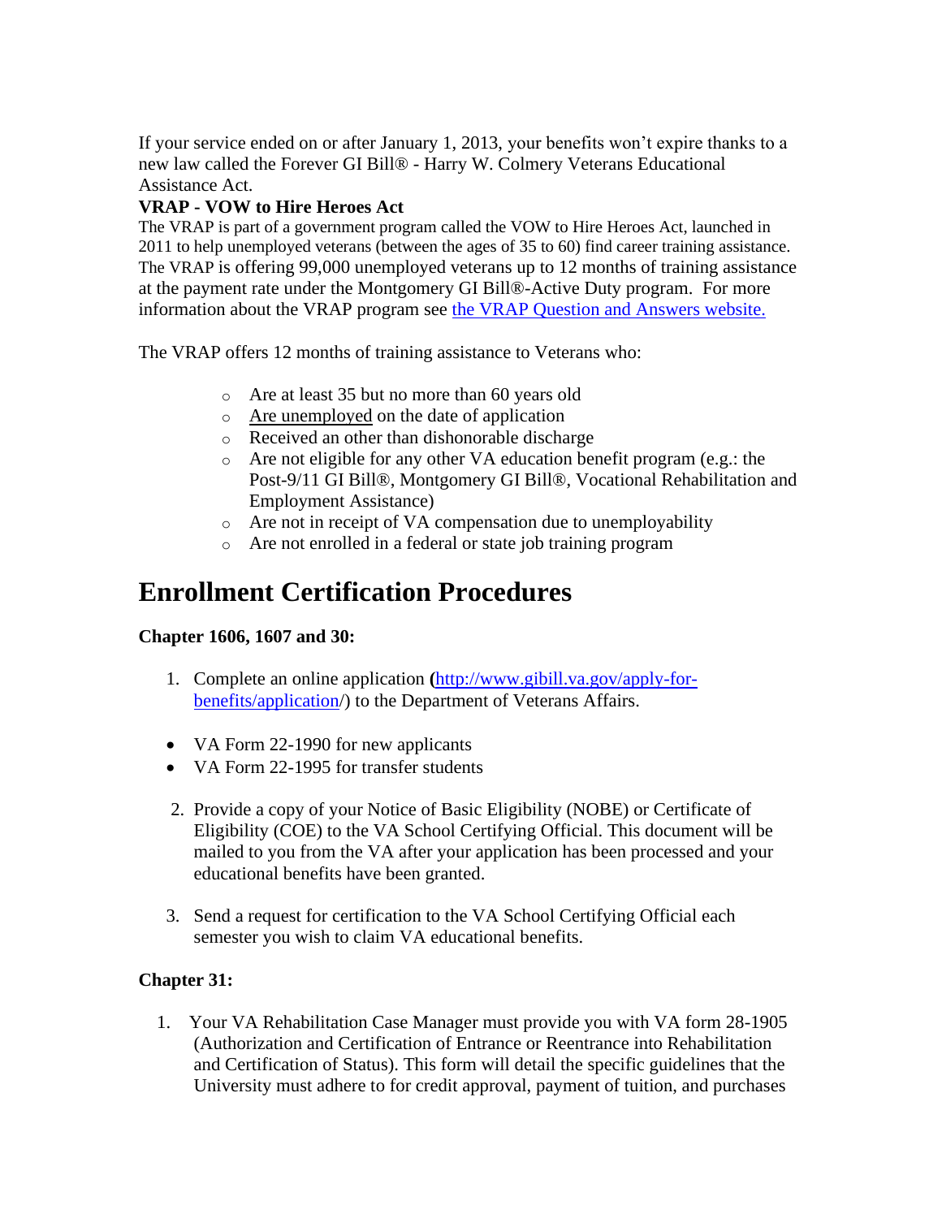If your service ended on or after January 1, 2013, your benefits won't expire thanks to a new law called the Forever GI Bill® - Harry W. Colmery Veterans Educational Assistance Act.

**VRAP - VOW to Hire Heroes Act**

The VRAP is part of a government program called the VOW to Hire Heroes Act, launched in 2011 to help unemployed veterans (between the ages of 35 to 60) find career training assistance. The VRAP is offering 99,000 unemployed veterans up to 12 months of training assistance at the payment rate under the Montgomery GI Bill®-Active Duty program. For more information about the VRAP program see [the VRAP Question and Answers website.](#)

The VRAP offers 12 months of training assistance to Veterans who:

- Are at least 35 but no more than 60 years old
- Are unemployed on the date of application
- Received an other than dishonorable discharge
- Are not eligible for any other VA education benefit program (e.g.: the Post-9/11 GI Bill®, Montgomery GI Bill®, Vocational Rehabilitation and Employment Assistance)
- Are not in receipt of VA compensation due to unemployability
- Are not enrolled in a federal or state job training program

# Enrollment Certification Procedures

**Chapter 1606, 1607 and 30:**

1. Complete an online application **(**[http://www.gibill.va.gov/apply-for-benefits/application/](http://www.gibill.va.gov/apply-for-benefits/application/)) to the Department of Veterans Affairs.

- VA Form 22-1990 for new applicants
- VA Form 22-1995 for transfer students

2. Provide a copy of your Notice of Basic Eligibility (NOBE) or Certificate of Eligibility (COE) to the VA School Certifying Official. This document will be mailed to you from the VA after your application has been processed and your educational benefits have been granted.

3. Send a request for certification to the VA School Certifying Official each semester you wish to claim VA educational benefits.

**Chapter 31:**

1. Your VA Rehabilitation Case Manager must provide you with VA form 28-1905 (Authorization and Certification of Entrance or Reentrance into Rehabilitation and Certification of Status). This form will detail the specific guidelines that the University must adhere to for credit approval, payment of tuition, and purchases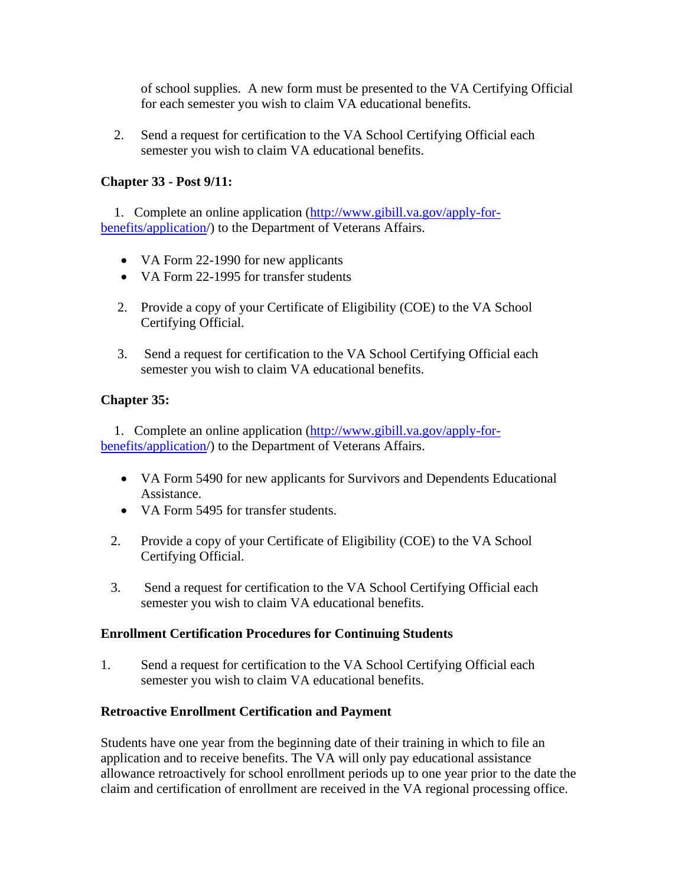of school supplies. A new form must be presented to the VA Certifying Official for each semester you wish to claim VA educational benefits.

2. Send a request for certification to the VA School Certifying Official each semester you wish to claim VA educational benefits.

**Chapter 33 - Post 9/11:**

1. Complete an online application (http://www.gibill.va.gov/apply-for-benefits/application/) to the Department of Veterans Affairs.

   - VA Form 22-1990 for new applicants
   - VA Form 22-1995 for transfer students

2. Provide a copy of your Certificate of Eligibility (COE) to the VA School Certifying Official.

3. Send a request for certification to the VA School Certifying Official each semester you wish to claim VA educational benefits.

**Chapter 35:**

1. Complete an online application (http://www.gibill.va.gov/apply-for-benefits/application/) to the Department of Veterans Affairs.

   - VA Form 5490 for new applicants for Survivors and Dependents Educational Assistance.
   - VA Form 5495 for transfer students.

2. Provide a copy of your Certificate of Eligibility (COE) to the VA School Certifying Official.

3. Send a request for certification to the VA School Certifying Official each semester you wish to claim VA educational benefits.

**Enrollment Certification Procedures for Continuing Students**

1. Send a request for certification to the VA School Certifying Official each semester you wish to claim VA educational benefits.

**Retroactive Enrollment Certification and Payment**

Students have one year from the beginning date of their training in which to file an application and to receive benefits. The VA will only pay educational assistance allowance retroactively for school enrollment periods up to one year prior to the date the claim and certification of enrollment are received in the VA regional processing office.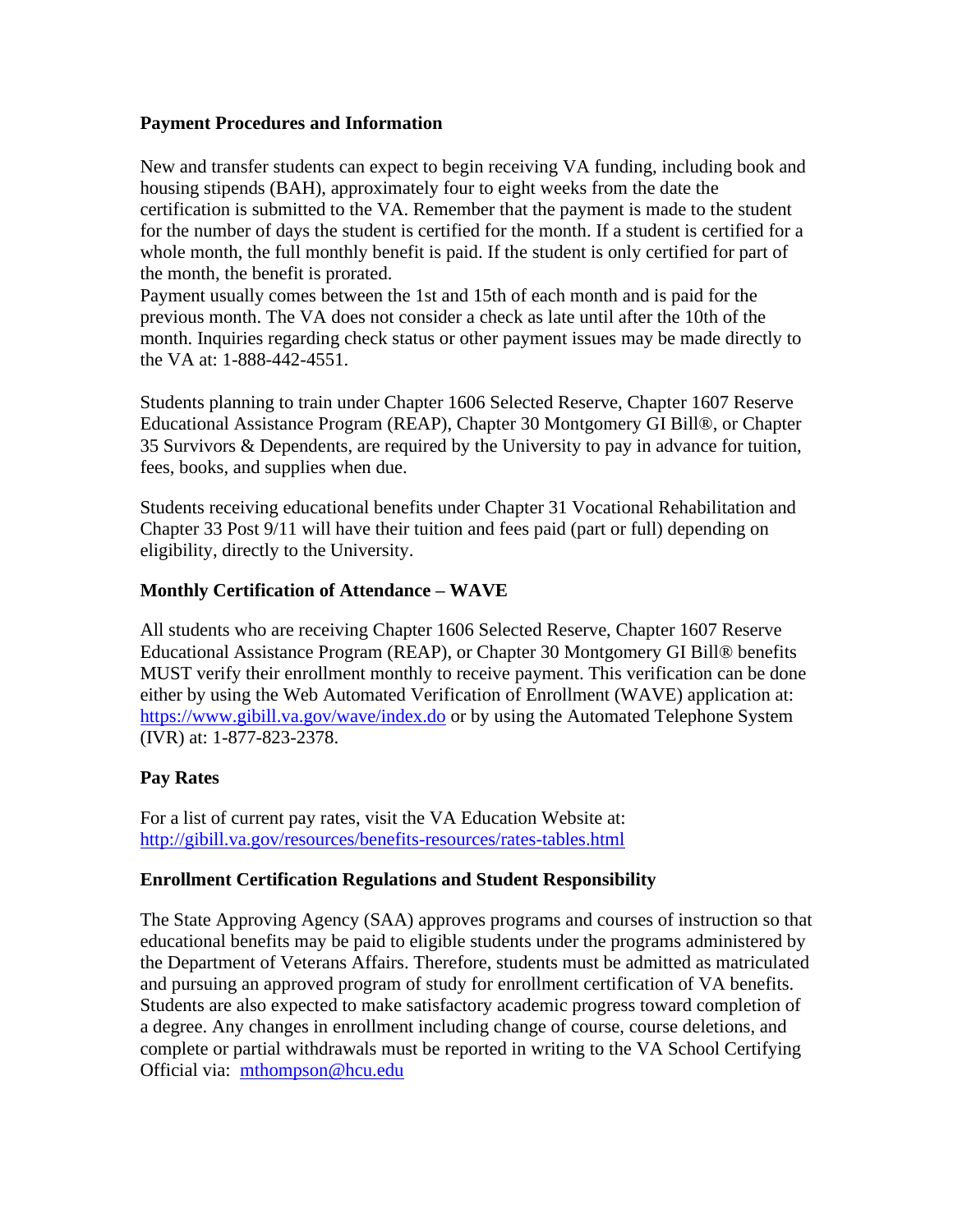**Payment Procedures and Information**

New and transfer students can expect to begin receiving VA funding, including book and housing stipends (BAH), approximately four to eight weeks from the date the certification is submitted to the VA. Remember that the payment is made to the student for the number of days the student is certified for the month. If a student is certified for a whole month, the full monthly benefit is paid. If the student is only certified for part of the month, the benefit is prorated.
Payment usually comes between the 1st and 15th of each month and is paid for the previous month. The VA does not consider a check as late until after the 10th of the month. Inquiries regarding check status or other payment issues may be made directly to the VA at: 1-888-442-4551.

Students planning to train under Chapter 1606 Selected Reserve, Chapter 1607 Reserve Educational Assistance Program (REAP), Chapter 30 Montgomery GI Bill®, or Chapter 35 Survivors & Dependents, are required by the University to pay in advance for tuition, fees, books, and supplies when due.

Students receiving educational benefits under Chapter 31 Vocational Rehabilitation and Chapter 33 Post 9/11 will have their tuition and fees paid (part or full) depending on eligibility, directly to the University.

**Monthly Certification of Attendance – WAVE**

All students who are receiving Chapter 1606 Selected Reserve, Chapter 1607 Reserve Educational Assistance Program (REAP), or Chapter 30 Montgomery GI Bill® benefits MUST verify their enrollment monthly to receive payment. This verification can be done either by using the Web Automated Verification of Enrollment (WAVE) application at: https://www.gibill.va.gov/wave/index.do or by using the Automated Telephone System (IVR) at: 1-877-823-2378.

**Pay Rates**

For a list of current pay rates, visit the VA Education Website at: http://gibill.va.gov/resources/benefits-resources/rates-tables.html

**Enrollment Certification Regulations and Student Responsibility**

The State Approving Agency (SAA) approves programs and courses of instruction so that educational benefits may be paid to eligible students under the programs administered by the Department of Veterans Affairs. Therefore, students must be admitted as matriculated and pursuing an approved program of study for enrollment certification of VA benefits. Students are also expected to make satisfactory academic progress toward completion of a degree. Any changes in enrollment including change of course, course deletions, and complete or partial withdrawals must be reported in writing to the VA School Certifying Official via: mthompson@hcu.edu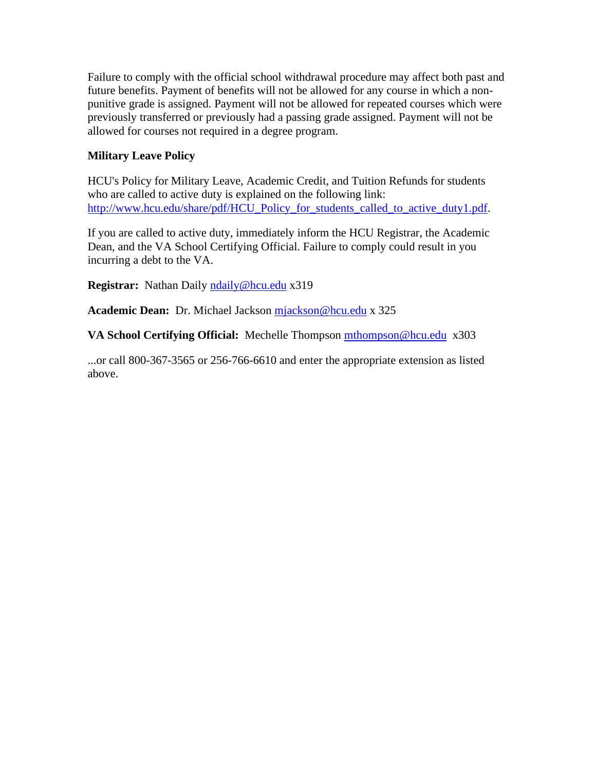Failure to comply with the official school withdrawal procedure may affect both past and future benefits. Payment of benefits will not be allowed for any course in which a non-punitive grade is assigned. Payment will not be allowed for repeated courses which were previously transferred or previously had a passing grade assigned. Payment will not be allowed for courses not required in a degree program.

**Military Leave Policy**

HCU's Policy for Military Leave, Academic Credit, and Tuition Refunds for students who are called to active duty is explained on the following link: http://www.hcu.edu/share/pdf/HCU_Policy_for_students_called_to_active_duty1.pdf.

If you are called to active duty, immediately inform the HCU Registrar, the Academic Dean, and the VA School Certifying Official. Failure to comply could result in you incurring a debt to the VA.

**Registrar:** Nathan Daily ndaily@hcu.edu x319

**Academic Dean:** Dr. Michael Jackson mjackson@hcu.edu x 325

**VA School Certifying Official:** Mechelle Thompson mthompson@hcu.edu x303

...or call 800-367-3565 or 256-766-6610 and enter the appropriate extension as listed above.